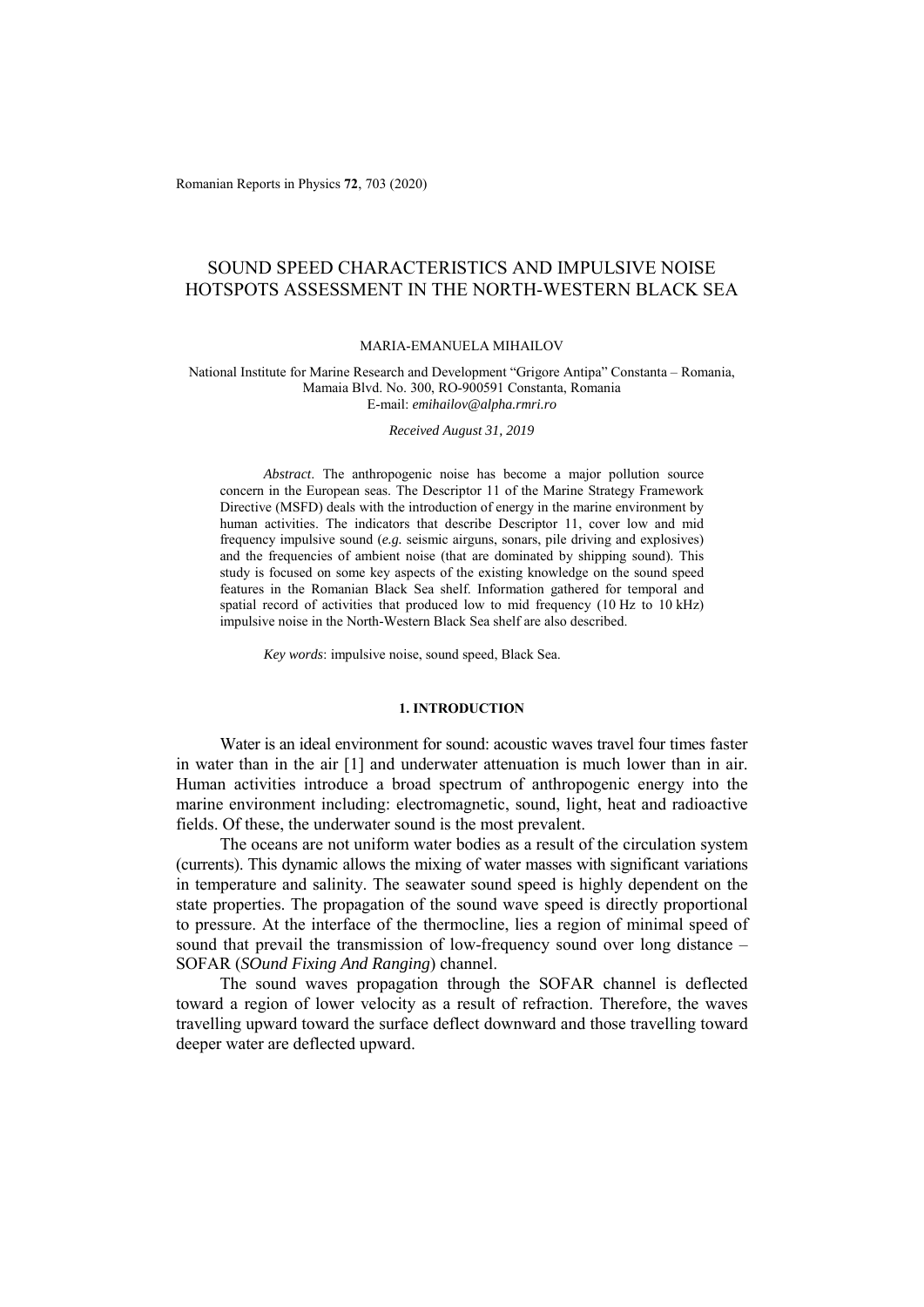# SOUND SPEED CHARACTERISTICS AND IMPULSIVE NOISE HOTSPOTS ASSESSMENT IN THE NORTH-WESTERN BLACK SEA

MARIA-EMANUELA MIHAILOV

National Institute for Marine Research and Development "Grigore Antipa" Constanta – Romania, Mamaia Blvd. No. 300, RO-900591 Constanta, Romania
E-mail: *emihailov@alpha.rmri.ro*

*Received August 31, 2019*

*Abstract*. The anthropogenic noise has become a major pollution source concern in the European seas. The Descriptor 11 of the Marine Strategy Framework Directive (MSFD) deals with the introduction of energy in the marine environment by human activities. The indicators that describe Descriptor 11, cover low and mid frequency impulsive sound (*e.g.* seismic airguns, sonars, pile driving and explosives) and the frequencies of ambient noise (that are dominated by shipping sound). This study is focused on some key aspects of the existing knowledge on the sound speed features in the Romanian Black Sea shelf. Information gathered for temporal and spatial record of activities that produced low to mid frequency (10 Hz to 10 kHz) impulsive noise in the North-Western Black Sea shelf are also described.

*Key words*: impulsive noise, sound speed, Black Sea.

## 1. INTRODUCTION

Water is an ideal environment for sound: acoustic waves travel four times faster in water than in the air [1] and underwater attenuation is much lower than in air. Human activities introduce a broad spectrum of anthropogenic energy into the marine environment including: electromagnetic, sound, light, heat and radioactive fields. Of these, the underwater sound is the most prevalent.

The oceans are not uniform water bodies as a result of the circulation system (currents). This dynamic allows the mixing of water masses with significant variations in temperature and salinity. The seawater sound speed is highly dependent on the state properties. The propagation of the sound wave speed is directly proportional to pressure. At the interface of the thermocline, lies a region of minimal speed of sound that prevail the transmission of low-frequency sound over long distance – SOFAR (*SOund Fixing And Ranging*) channel.

The sound waves propagation through the SOFAR channel is deflected toward a region of lower velocity as a result of refraction. Therefore, the waves travelling upward toward the surface deflect downward and those travelling toward deeper water are deflected upward.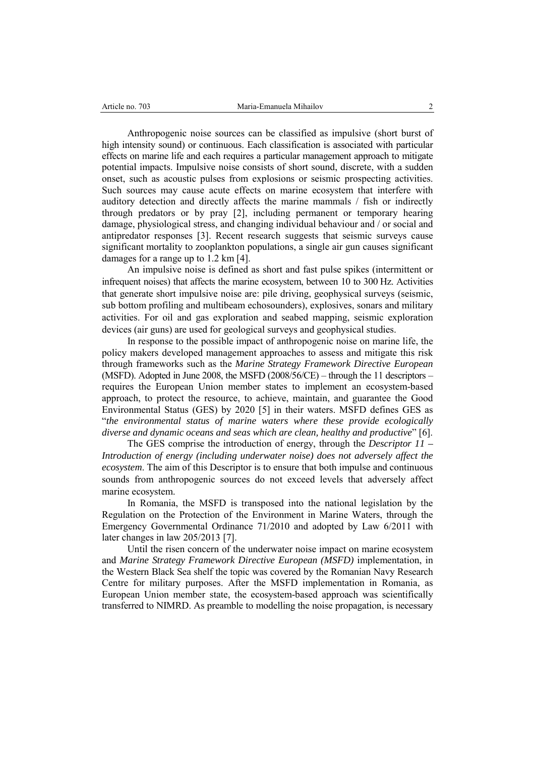Anthropogenic noise sources can be classified as impulsive (short burst of high intensity sound) or continuous. Each classification is associated with particular effects on marine life and each requires a particular management approach to mitigate potential impacts. Impulsive noise consists of short sound, discrete, with a sudden onset, such as acoustic pulses from explosions or seismic prospecting activities. Such sources may cause acute effects on marine ecosystem that interfere with auditory detection and directly affects the marine mammals / fish or indirectly through predators or by pray [2], including permanent or temporary hearing damage, physiological stress, and changing individual behaviour and / or social and antipredator responses [3]. Recent research suggests that seismic surveys cause significant mortality to zooplankton populations, a single air gun causes significant damages for a range up to 1.2 km [4].

An impulsive noise is defined as short and fast pulse spikes (intermittent or infrequent noises) that affects the marine ecosystem, between 10 to 300 Hz. Activities that generate short impulsive noise are: pile driving, geophysical surveys (seismic, sub bottom profiling and multibeam echosounders), explosives, sonars and military activities. For oil and gas exploration and seabed mapping, seismic exploration devices (air guns) are used for geological surveys and geophysical studies.

In response to the possible impact of anthropogenic noise on marine life, the policy makers developed management approaches to assess and mitigate this risk through frameworks such as the *Marine Strategy Framework Directive European* (MSFD). Adopted in June 2008, the MSFD (2008/56/CE) – through the 11 descriptors – requires the European Union member states to implement an ecosystem-based approach, to protect the resource, to achieve, maintain, and guarantee the Good Environmental Status (GES) by 2020 [5] in their waters. MSFD defines GES as "*the environmental status of marine waters where these provide ecologically diverse and dynamic oceans and seas which are clean, healthy and productive*" [6].

The GES comprise the introduction of energy, through the *Descriptor 11 – Introduction of energy (including underwater noise) does not adversely affect the ecosystem*. The aim of this Descriptor is to ensure that both impulse and continuous sounds from anthropogenic sources do not exceed levels that adversely affect marine ecosystem.

In Romania, the MSFD is transposed into the national legislation by the Regulation on the Protection of the Environment in Marine Waters, through the Emergency Governmental Ordinance 71/2010 and adopted by Law 6/2011 with later changes in law 205/2013 [7].

Until the risen concern of the underwater noise impact on marine ecosystem and *Marine Strategy Framework Directive European (MSFD)* implementation, in the Western Black Sea shelf the topic was covered by the Romanian Navy Research Centre for military purposes. After the MSFD implementation in Romania, as European Union member state, the ecosystem-based approach was scientifically transferred to NIMRD. As preamble to modelling the noise propagation, is necessary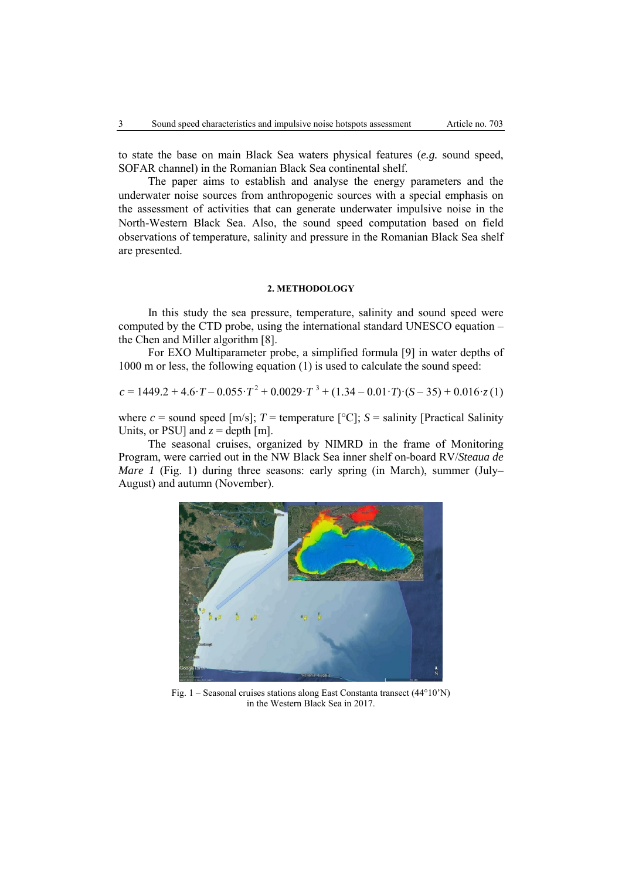to state the base on main Black Sea waters physical features (*e.g.* sound speed, SOFAR channel) in the Romanian Black Sea continental shelf.

The paper aims to establish and analyse the energy parameters and the underwater noise sources from anthropogenic sources with a special emphasis on the assessment of activities that can generate underwater impulsive noise in the North-Western Black Sea. Also, the sound speed computation based on field observations of temperature, salinity and pressure in the Romanian Black Sea shelf are presented.

## 2. METHODOLOGY

In this study the sea pressure, temperature, salinity and sound speed were computed by the CTD probe, using the international standard UNESCO equation – the Chen and Miller algorithm [8].

For EXO Multiparameter probe, a simplified formula [9] in water depths of 1000 m or less, the following equation (1) is used to calculate the sound speed:

$$c = 1449.2 + 4.6 \cdot T - 0.055 \cdot T^2 + 0.0029 \cdot T^3 + (1.34 - 0.01 \cdot T) \cdot (S - 35) + 0.016 \cdot z \quad (1)$$

where $c$ = sound speed [m/s]; $T$ = temperature [°C]; $S$ = salinity [Practical Salinity Units, or PSU] and $z$ = depth [m].

The seasonal cruises, organized by NIMRD in the frame of Monitoring Program, were carried out in the NW Black Sea inner shelf on-board RV/*Steaua de Mare 1* (Fig. 1) during three seasons: early spring (in March), summer (July–August) and autumn (November).

Fig. 1 – Seasonal cruises stations along East Constanta transect (44°10'N) in the Western Black Sea in 2017.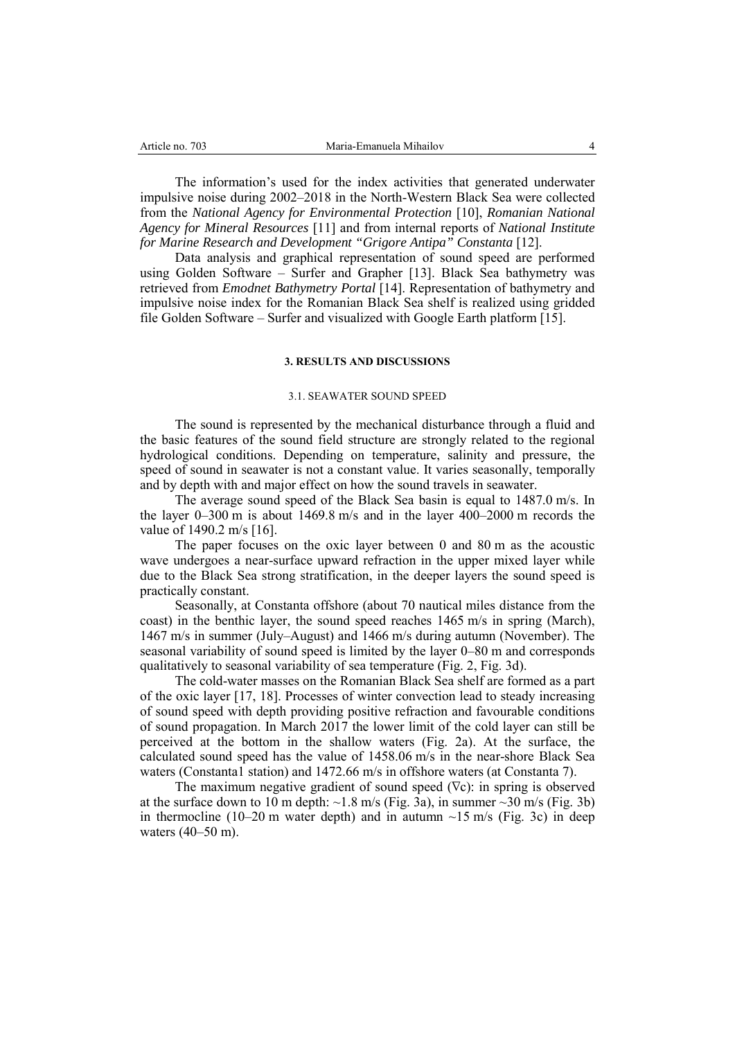The information's used for the index activities that generated underwater impulsive noise during 2002–2018 in the North-Western Black Sea were collected from the *National Agency for Environmental Protection* [10], *Romanian National Agency for Mineral Resources* [11] and from internal reports of *National Institute for Marine Research and Development "Grigore Antipa" Constanta* [12].

Data analysis and graphical representation of sound speed are performed using Golden Software – Surfer and Grapher [13]. Black Sea bathymetry was retrieved from *Emodnet Bathymetry Portal* [14]. Representation of bathymetry and impulsive noise index for the Romanian Black Sea shelf is realized using gridded file Golden Software – Surfer and visualized with Google Earth platform [15].

## 3. RESULTS AND DISCUSSIONS

### 3.1. SEAWATER SOUND SPEED

The sound is represented by the mechanical disturbance through a fluid and the basic features of the sound field structure are strongly related to the regional hydrological conditions. Depending on temperature, salinity and pressure, the speed of sound in seawater is not a constant value. It varies seasonally, temporally and by depth with and major effect on how the sound travels in seawater.

The average sound speed of the Black Sea basin is equal to 1487.0 m/s. In the layer 0–300 m is about 1469.8 m/s and in the layer 400–2000 m records the value of 1490.2 m/s [16].

The paper focuses on the oxic layer between 0 and 80 m as the acoustic wave undergoes a near-surface upward refraction in the upper mixed layer while due to the Black Sea strong stratification, in the deeper layers the sound speed is practically constant.

Seasonally, at Constanta offshore (about 70 nautical miles distance from the coast) in the benthic layer, the sound speed reaches 1465 m/s in spring (March), 1467 m/s in summer (July–August) and 1466 m/s during autumn (November). The seasonal variability of sound speed is limited by the layer 0–80 m and corresponds qualitatively to seasonal variability of sea temperature (Fig. 2, Fig. 3d).

The cold-water masses on the Romanian Black Sea shelf are formed as a part of the oxic layer [17, 18]. Processes of winter convection lead to steady increasing of sound speed with depth providing positive refraction and favourable conditions of sound propagation. In March 2017 the lower limit of the cold layer can still be perceived at the bottom in the shallow waters (Fig. 2a). At the surface, the calculated sound speed has the value of 1458.06 m/s in the near-shore Black Sea waters (Constanta1 station) and 1472.66 m/s in offshore waters (at Constanta 7).

The maximum negative gradient of sound speed ($\nabla c$): in spring is observed at the surface down to 10 m depth: ~1.8 m/s (Fig. 3a), in summer ~30 m/s (Fig. 3b) in thermocline (10–20 m water depth) and in autumn ~15 m/s (Fig. 3c) in deep waters (40–50 m).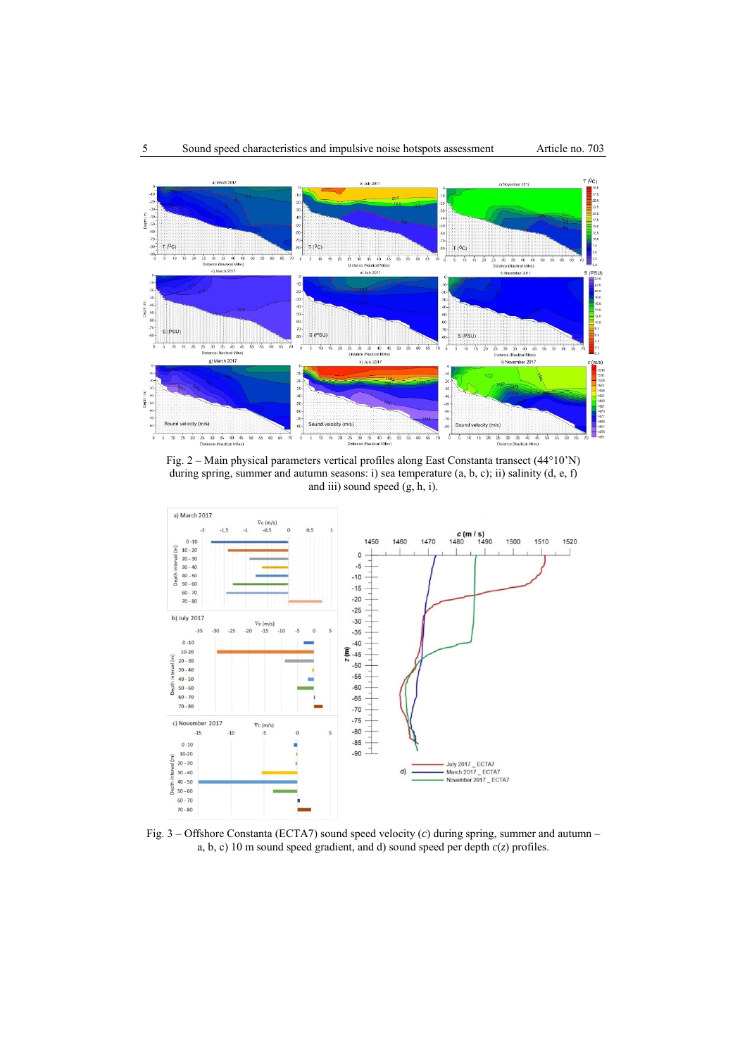Fig. 2 – Main physical parameters vertical profiles along East Constanta transect (44°10’N) during spring, summer and autumn seasons: i) sea temperature (a, b, c); ii) salinity (d, e, f) and iii) sound speed (g, h, i).

Fig. 3 – Offshore Constanta (ECTA7) sound speed velocity ($c$) during spring, summer and autumn – a, b, c) 10 m sound speed gradient, and d) sound speed per depth $c(z)$ profiles.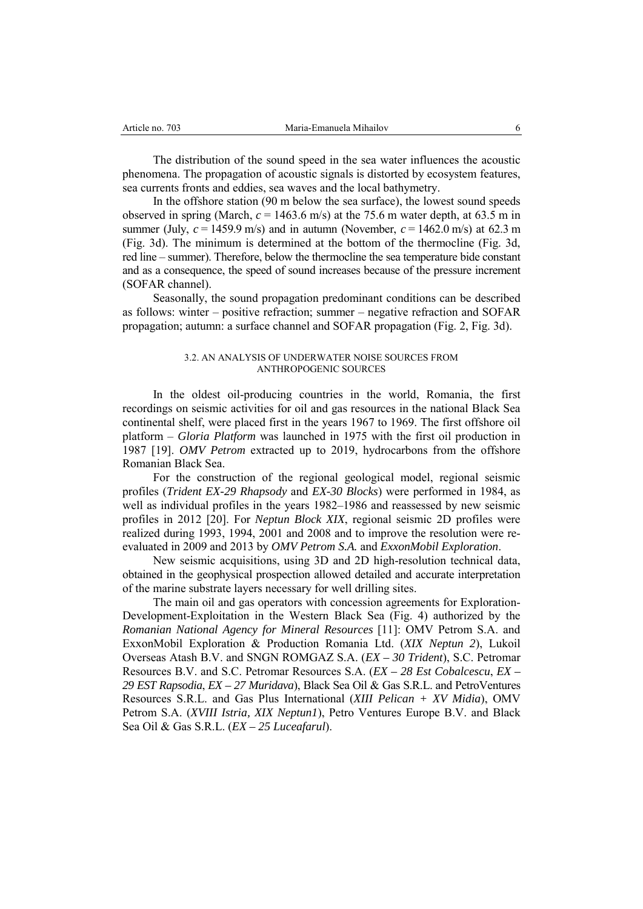The distribution of the sound speed in the sea water influences the acoustic phenomena. The propagation of acoustic signals is distorted by ecosystem features, sea currents fronts and eddies, sea waves and the local bathymetry.

In the offshore station (90 m below the sea surface), the lowest sound speeds observed in spring (March, $c = 1463.6$ m/s) at the 75.6 m water depth, at 63.5 m in summer (July, $c = 1459.9$ m/s) and in autumn (November, $c = 1462.0$ m/s) at 62.3 m (Fig. 3d). The minimum is determined at the bottom of the thermocline (Fig. 3d, red line – summer). Therefore, below the thermocline the sea temperature bide constant and as a consequence, the speed of sound increases because of the pressure increment (SOFAR channel).

Seasonally, the sound propagation predominant conditions can be described as follows: winter – positive refraction; summer – negative refraction and SOFAR propagation; autumn: a surface channel and SOFAR propagation (Fig. 2, Fig. 3d).

### 3.2. AN ANALYSIS OF UNDERWATER NOISE SOURCES FROM ANTHROPOGENIC SOURCES

In the oldest oil-producing countries in the world, Romania, the first recordings on seismic activities for oil and gas resources in the national Black Sea continental shelf, were placed first in the years 1967 to 1969. The first offshore oil platform – *Gloria Platform* was launched in 1975 with the first oil production in 1987 [19]. *OMV Petrom* extracted up to 2019, hydrocarbons from the offshore Romanian Black Sea.

For the construction of the regional geological model, regional seismic profiles (*Trident EX-29 Rhapsody* and *EX-30 Blocks*) were performed in 1984, as well as individual profiles in the years 1982–1986 and reassessed by new seismic profiles in 2012 [20]. For *Neptun Block XIX*, regional seismic 2D profiles were realized during 1993, 1994, 2001 and 2008 and to improve the resolution were re-evaluated in 2009 and 2013 by *OMV Petrom S.A.* and *ExxonMobil Exploration*.

New seismic acquisitions, using 3D and 2D high-resolution technical data, obtained in the geophysical prospection allowed detailed and accurate interpretation of the marine substrate layers necessary for well drilling sites.

The main oil and gas operators with concession agreements for Exploration-Development-Exploitation in the Western Black Sea (Fig. 4) authorized by the *Romanian National Agency for Mineral Resources* [11]: OMV Petrom S.A. and ExxonMobil Exploration & Production Romania Ltd. (*XIX Neptun 2*), Lukoil Overseas Atash B.V. and SNGN ROMGAZ S.A. (*EX – 30 Trident*), S.C. Petromar Resources B.V. and S.C. Petromar Resources S.A. (*EX – 28 Est Cobalcescu*, *EX – 29 EST Rapsodia*, *EX – 27 Muridava*), Black Sea Oil & Gas S.R.L. and PetroVentures Resources S.R.L. and Gas Plus International (*XIII Pelican + XV Midia*), OMV Petrom S.A. (*XVIII Istria, XIX Neptun1*), Petro Ventures Europe B.V. and Black Sea Oil & Gas S.R.L. (*EX – 25 Luceafarul*).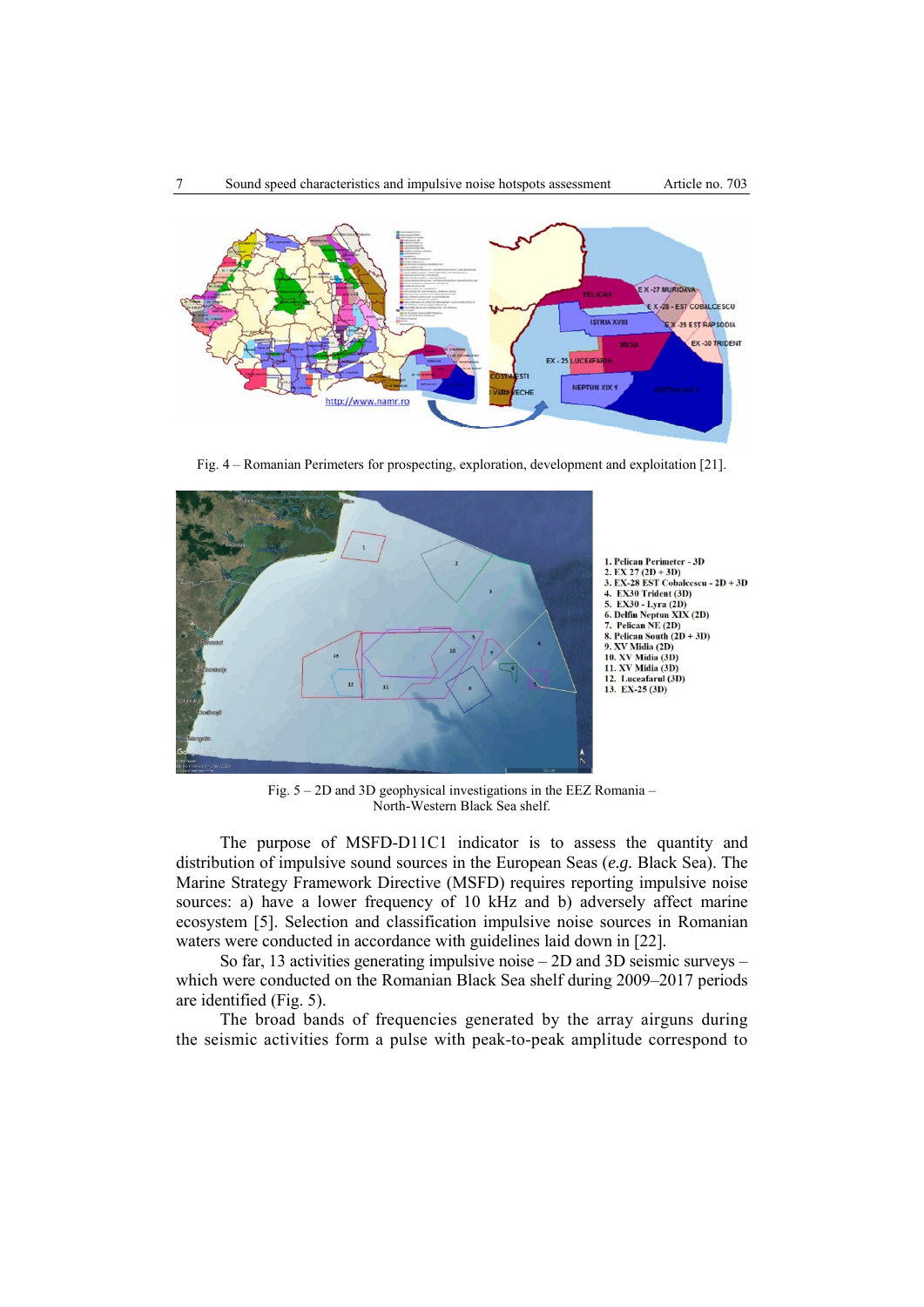Fig. 4 – Romanian Perimeters for prospecting, exploration, development and exploitation [21].

1. Pelican Perimeter - 3D
2. EX 27 (2D + 3D)
3. EX-28 EST Cobalcescu - 2D + 3D
4. EX30 Trident (3D)
5. EX30 - Lyra (2D)
6. Delfin Neptun XIX (2D)
7. Pelican NE (2D)
8. Pelican South (2D + 3D)
9. XV Midia (2D)
10. XV Midia (3D)
11. XV Midia (3D)
12. Luceafarul (3D)
13. EX-25 (3D)

Fig. 5 – 2D and 3D geophysical investigations in the EEZ Romania – North-Western Black Sea shelf.

The purpose of MSFD-D11C1 indicator is to assess the quantity and distribution of impulsive sound sources in the European Seas (*e.g.* Black Sea). The Marine Strategy Framework Directive (MSFD) requires reporting impulsive noise sources: a) have a lower frequency of 10 kHz and b) adversely affect marine ecosystem [5]. Selection and classification impulsive noise sources in Romanian waters were conducted in accordance with guidelines laid down in [22].

So far, 13 activities generating impulsive noise – 2D and 3D seismic surveys – which were conducted on the Romanian Black Sea shelf during 2009–2017 periods are identified (Fig. 5).

The broad bands of frequencies generated by the array airguns during the seismic activities form a pulse with peak-to-peak amplitude correspond to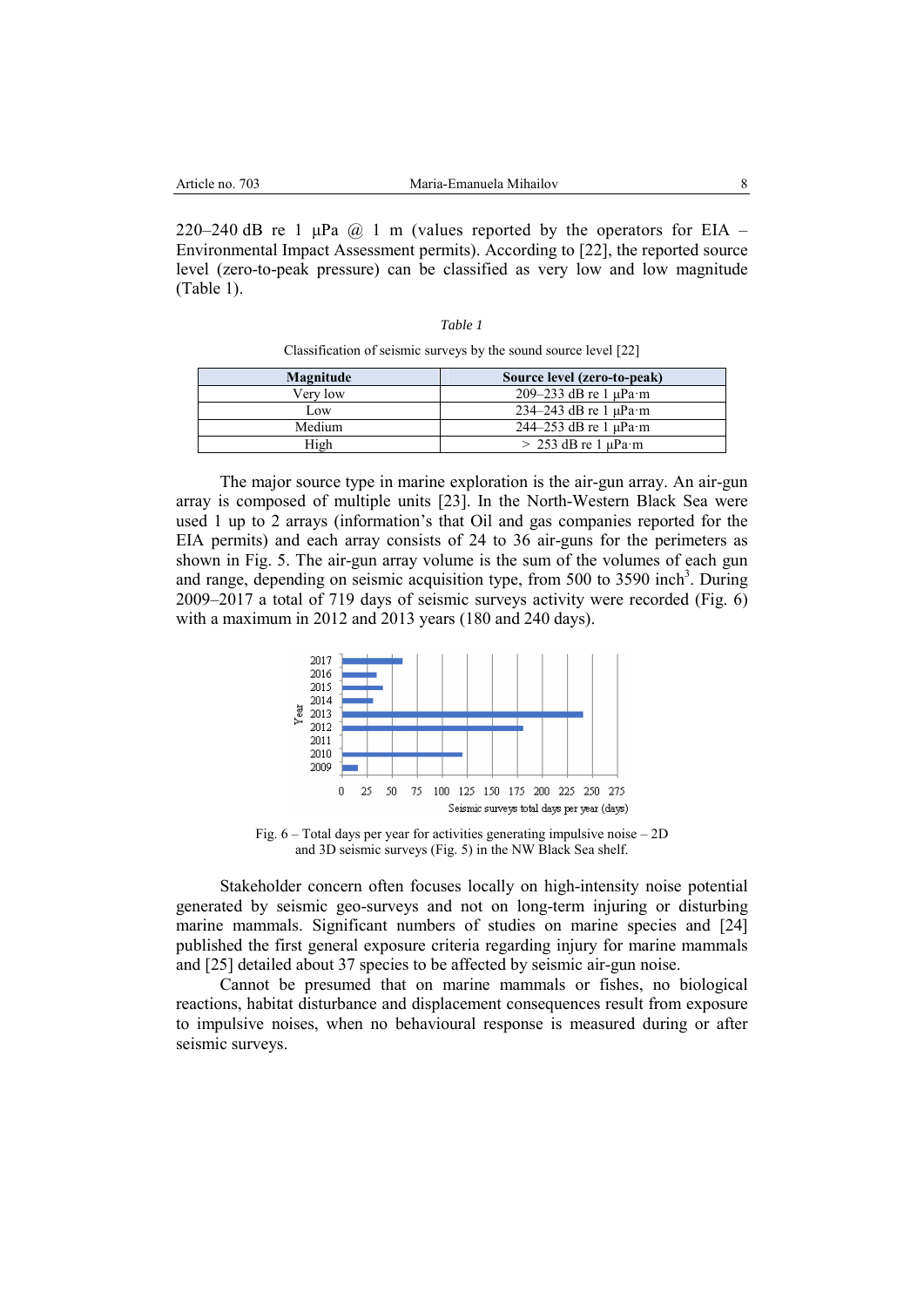220–240 dB re 1 μPa @ 1 m (values reported by the operators for EIA – Environmental Impact Assessment permits). According to [22], the reported source level (zero-to-peak pressure) can be classified as very low and low magnitude (Table 1).

*Table 1*

Classification of seismic surveys by the sound source level [22]

| Magnitude | Source level (zero-to-peak) |
|---|---|
| Very low | 209–233 dB re 1 μPa·m |
| Low | 234–243 dB re 1 μPa·m |
| Medium | 244–253 dB re 1 μPa·m |
| High | > 253 dB re 1 μPa·m |

The major source type in marine exploration is the air-gun array. An air-gun array is composed of multiple units [23]. In the North-Western Black Sea were used 1 up to 2 arrays (information's that Oil and gas companies reported for the EIA permits) and each array consists of 24 to 36 air-guns for the perimeters as shown in Fig. 5. The air-gun array volume is the sum of the volumes of each gun and range, depending on seismic acquisition type, from 500 to 3590 inch$^3$. During 2009–2017 a total of 719 days of seismic surveys activity were recorded (Fig. 6) with a maximum in 2012 and 2013 years (180 and 240 days).

Fig. 6 – Total days per year for activities generating impulsive noise – 2D and 3D seismic surveys (Fig. 5) in the NW Black Sea shelf.

Stakeholder concern often focuses locally on high-intensity noise potential generated by seismic geo-surveys and not on long-term injuring or disturbing marine mammals. Significant numbers of studies on marine species and [24] published the first general exposure criteria regarding injury for marine mammals and [25] detailed about 37 species to be affected by seismic air-gun noise.

Cannot be presumed that on marine mammals or fishes, no biological reactions, habitat disturbance and displacement consequences result from exposure to impulsive noises, when no behavioural response is measured during or after seismic surveys.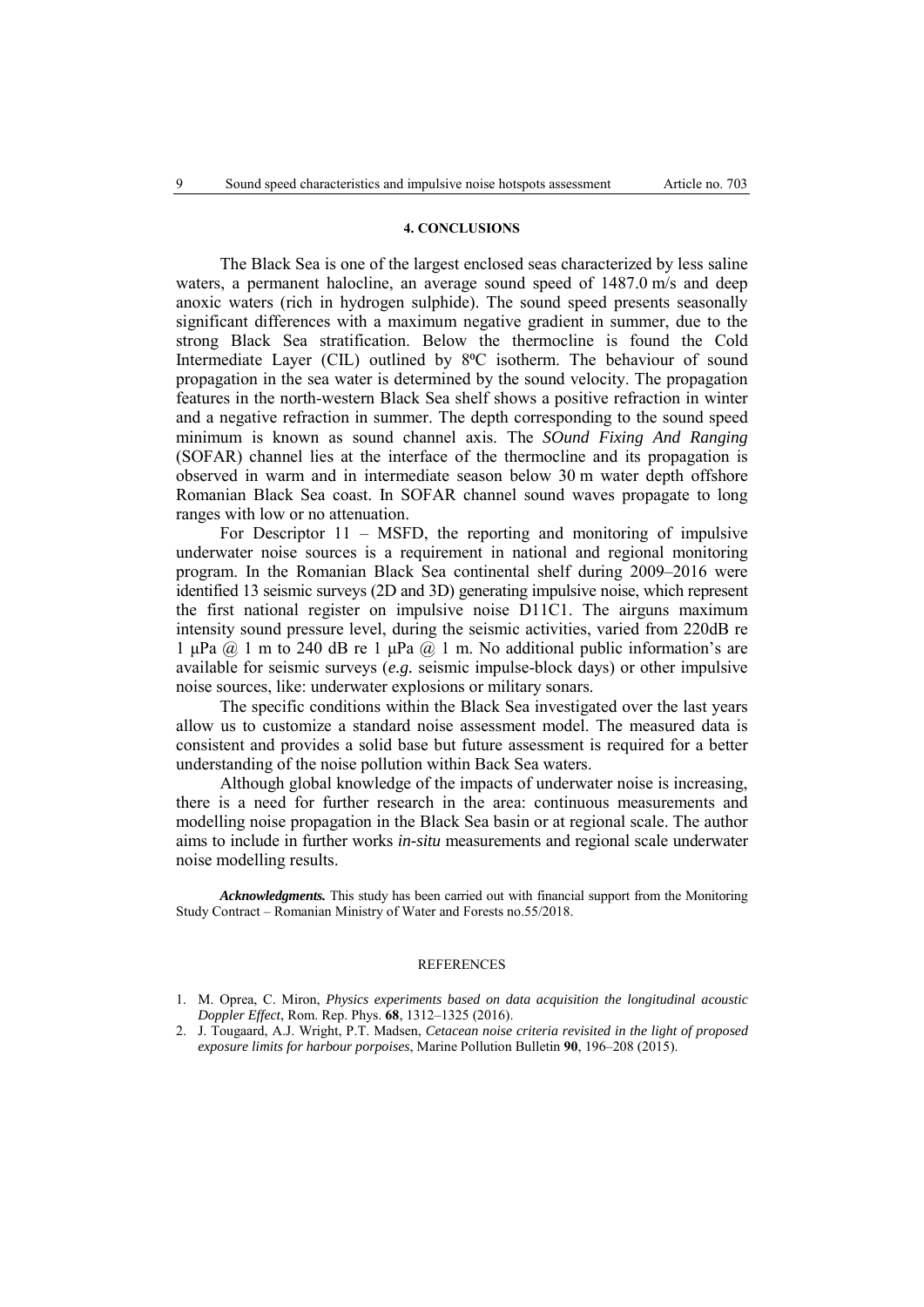## 4. CONCLUSIONS

The Black Sea is one of the largest enclosed seas characterized by less saline waters, a permanent halocline, an average sound speed of 1487.0 m/s and deep anoxic waters (rich in hydrogen sulphide). The sound speed presents seasonally significant differences with a maximum negative gradient in summer, due to the strong Black Sea stratification. Below the thermocline is found the Cold Intermediate Layer (CIL) outlined by $8^{0}$C isotherm. The behaviour of sound propagation in the sea water is determined by the sound velocity. The propagation features in the north-western Black Sea shelf shows a positive refraction in winter and a negative refraction in summer. The depth corresponding to the sound speed minimum is known as sound channel axis. The *SOund Fixing And Ranging* (SOFAR) channel lies at the interface of the thermocline and its propagation is observed in warm and in intermediate season below 30 m water depth offshore Romanian Black Sea coast. In SOFAR channel sound waves propagate to long ranges with low or no attenuation.

For Descriptor 11 – MSFD, the reporting and monitoring of impulsive underwater noise sources is a requirement in national and regional monitoring program. In the Romanian Black Sea continental shelf during 2009–2016 were identified 13 seismic surveys (2D and 3D) generating impulsive noise, which represent the first national register on impulsive noise D11C1. The airguns maximum intensity sound pressure level, during the seismic activities, varied from 220dB re 1 μPa @ 1 m to 240 dB re 1 μPa @ 1 m. No additional public information's are available for seismic surveys (*e.g.* seismic impulse-block days) or other impulsive noise sources, like: underwater explosions or military sonars.

The specific conditions within the Black Sea investigated over the last years allow us to customize a standard noise assessment model. The measured data is consistent and provides a solid base but future assessment is required for a better understanding of the noise pollution within Back Sea waters.

Although global knowledge of the impacts of underwater noise is increasing, there is a need for further research in the area: continuous measurements and modelling noise propagation in the Black Sea basin or at regional scale. The author aims to include in further works *in-situ* measurements and regional scale underwater noise modelling results.

***Acknowledgments.*** This study has been carried out with financial support from the Monitoring Study Contract – Romanian Ministry of Water and Forests no.55/2018.

## REFERENCES

1. M. Oprea, C. Miron, *Physics experiments based on data acquisition the longitudinal acoustic Doppler Effect*, Rom. Rep. Phys. **68**, 1312–1325 (2016).
2. J. Tougaard, A.J. Wright, P.T. Madsen, *Cetacean noise criteria revisited in the light of proposed exposure limits for harbour porpoises*, Marine Pollution Bulletin **90**, 196–208 (2015).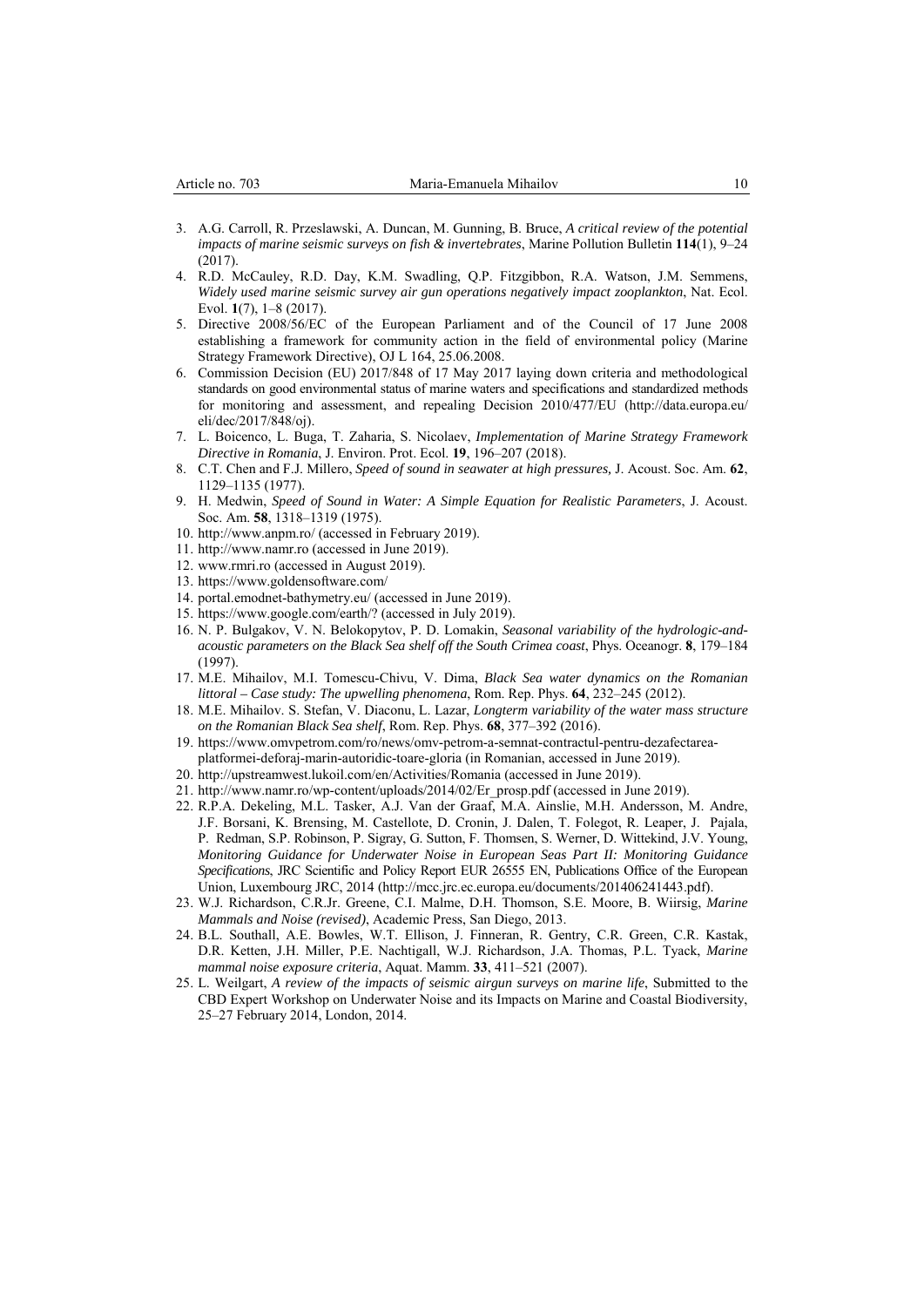3. A.G. Carroll, R. Przeslawski, A. Duncan, M. Gunning, B. Bruce, *A critical review of the potential impacts of marine seismic surveys on fish & invertebrates*, Marine Pollution Bulletin **114**(1), 9–24 (2017).
4. R.D. McCauley, R.D. Day, K.M. Swadling, Q.P. Fitzgibbon, R.A. Watson, J.M. Semmens, *Widely used marine seismic survey air gun operations negatively impact zooplankton*, Nat. Ecol. Evol. **1**(7), 1–8 (2017).
5. Directive 2008/56/EC of the European Parliament and of the Council of 17 June 2008 establishing a framework for community action in the field of environmental policy (Marine Strategy Framework Directive), OJ L 164, 25.06.2008.
6. Commission Decision (EU) 2017/848 of 17 May 2017 laying down criteria and methodological standards on good environmental status of marine waters and specifications and standardized methods for monitoring and assessment, and repealing Decision 2010/477/EU (http://data.europa.eu/eli/dec/2017/848/oj).
7. L. Boicenco, L. Buga, T. Zaharia, S. Nicolaev, *Implementation of Marine Strategy Framework Directive in Romania*, J. Environ. Prot. Ecol. **19**, 196–207 (2018).
8. C.T. Chen and F.J. Millero, *Speed of sound in seawater at high pressures*, J. Acoust. Soc. Am. **62**, 1129–1135 (1977).
9. H. Medwin, *Speed of Sound in Water: A Simple Equation for Realistic Parameters*, J. Acoust. Soc. Am. **58**, 1318–1319 (1975).
10. http://www.anpm.ro/ (accessed in February 2019).
11. http://www.namr.ro (accessed in June 2019).
12. www.rmri.ro (accessed in August 2019).
13. https://www.goldensoftware.com/
14. portal.emodnet-bathymetry.eu/ (accessed in June 2019).
15. https://www.google.com/earth/? (accessed in July 2019).
16. N. P. Bulgakov, V. N. Belokopytov, P. D. Lomakin, *Seasonal variability of the hydrologic-and-acoustic parameters on the Black Sea shelf off the South Crimea coast*, Phys. Oceanogr. **8**, 179–184 (1997).
17. M.E. Mihailov, M.I. Tomescu-Chivu, V. Dima, *Black Sea water dynamics on the Romanian littoral – Case study: The upwelling phenomena*, Rom. Rep. Phys. **64**, 232–245 (2012).
18. M.E. Mihailov. S. Stefan, V. Diaconu, L. Lazar, *Longterm variability of the water mass structure on the Romanian Black Sea shelf*, Rom. Rep. Phys. **68**, 377–392 (2016).
19. https://www.omvpetrom.com/ro/news/omv-petrom-a-semnat-contractul-pentru-dezafectarea-platformei-deforaj-marin-autoridic-toare-gloria (in Romanian, accessed in June 2019).
20. http://upstreamwest.lukoil.com/en/Activities/Romania (accessed in June 2019).
21. http://www.namr.ro/wp-content/uploads/2014/02/Er_prosp.pdf (accessed in June 2019).
22. R.P.A. Dekeling, M.L. Tasker, A.J. Van der Graaf, M.A. Ainslie, M.H. Andersson, M. Andre, J.F. Borsani, K. Brensing, M. Castellote, D. Cronin, J. Dalen, T. Folegot, R. Leaper, J. Pajala, P. Redman, S.P. Robinson, P. Sigray, G. Sutton, F. Thomsen, S. Werner, D. Wittekind, J.V. Young, *Monitoring Guidance for Underwater Noise in European Seas Part II: Monitoring Guidance Specifications*, JRC Scientific and Policy Report EUR 26555 EN, Publications Office of the European Union, Luxembourg JRC, 2014 (http://mcc.jrc.ec.europa.eu/documents/201406241443.pdf).
23. W.J. Richardson, C.R.Jr. Greene, C.I. Malme, D.H. Thomson, S.E. Moore, B. Wiirsig, *Marine Mammals and Noise (revised)*, Academic Press, San Diego, 2013.
24. B.L. Southall, A.E. Bowles, W.T. Ellison, J. Finneran, R. Gentry, C.R. Green, C.R. Kastak, D.R. Ketten, J.H. Miller, P.E. Nachtigall, W.J. Richardson, J.A. Thomas, P.L. Tyack, *Marine mammal noise exposure criteria*, Aquat. Mamm. **33**, 411–521 (2007).
25. L. Weilgart, *A review of the impacts of seismic airgun surveys on marine life*, Submitted to the CBD Expert Workshop on Underwater Noise and its Impacts on Marine and Coastal Biodiversity, 25–27 February 2014, London, 2014.